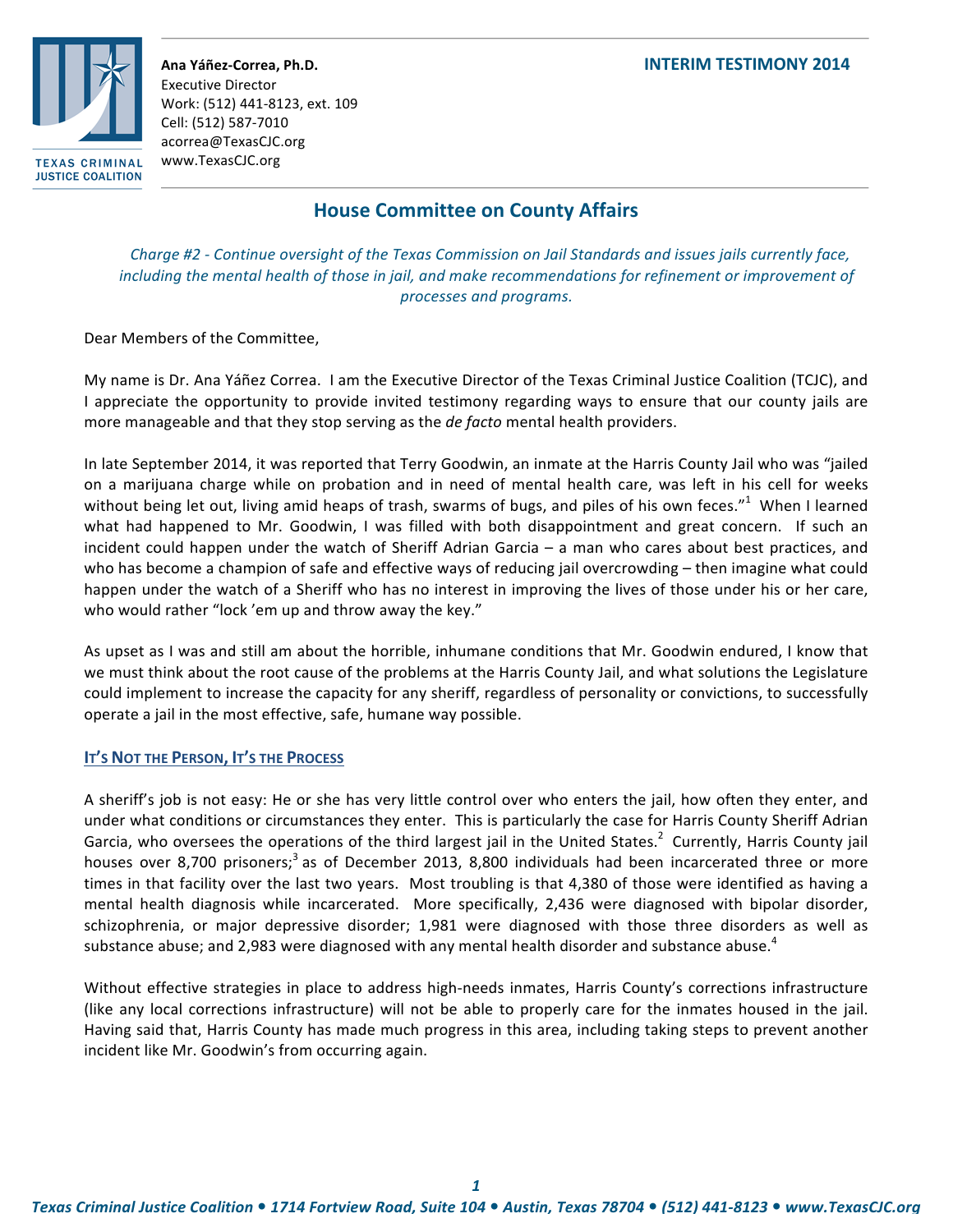**Ana Yáñez-Correa, Ph.D.**
Executive Director
Work: (512) 441-8123, ext. 109
Cell: (512) 587-7010
acorrea@TexasCJC.org
www.TexasCJC.org

TEXAS CRIMINAL JUSTICE COALITION

**INTERIM TESTIMONY 2014**

# House Committee on County Affairs

*Charge #2 - Continue oversight of the Texas Commission on Jail Standards and issues jails currently face, including the mental health of those in jail, and make recommendations for refinement or improvement of processes and programs.*

Dear Members of the Committee,

My name is Dr. Ana Yáñez Correa. I am the Executive Director of the Texas Criminal Justice Coalition (TCJC), and I appreciate the opportunity to provide invited testimony regarding ways to ensure that our county jails are more manageable and that they stop serving as the *de facto* mental health providers.

In late September 2014, it was reported that Terry Goodwin, an inmate at the Harris County Jail who was "jailed on a marijuana charge while on probation and in need of mental health care, was left in his cell for weeks without being let out, living amid heaps of trash, swarms of bugs, and piles of his own feces."[1] When I learned what had happened to Mr. Goodwin, I was filled with both disappointment and great concern. If such an incident could happen under the watch of Sheriff Adrian Garcia – a man who cares about best practices, and who has become a champion of safe and effective ways of reducing jail overcrowding – then imagine what could happen under the watch of a Sheriff who has no interest in improving the lives of those under his or her care, who would rather "lock 'em up and throw away the key."

As upset as I was and still am about the horrible, inhumane conditions that Mr. Goodwin endured, I know that we must think about the root cause of the problems at the Harris County Jail, and what solutions the Legislature could implement to increase the capacity for any sheriff, regardless of personality or convictions, to successfully operate a jail in the most effective, safe, humane way possible.

## It's Not the Person, It's the Process

A sheriff's job is not easy: He or she has very little control over who enters the jail, how often they enter, and under what conditions or circumstances they enter. This is particularly the case for Harris County Sheriff Adrian Garcia, who oversees the operations of the third largest jail in the United States.[2] Currently, Harris County jail houses over 8,700 prisoners;[3] as of December 2013, 8,800 individuals had been incarcerated three or more times in that facility over the last two years. Most troubling is that 4,380 of those were identified as having a mental health diagnosis while incarcerated. More specifically, 2,436 were diagnosed with bipolar disorder, schizophrenia, or major depressive disorder; 1,981 were diagnosed with those three disorders as well as substance abuse; and 2,983 were diagnosed with any mental health disorder and substance abuse.[4]

Without effective strategies in place to address high-needs inmates, Harris County's corrections infrastructure (like any local corrections infrastructure) will not be able to properly care for the inmates housed in the jail. Having said that, Harris County has made much progress in this area, including taking steps to prevent another incident like Mr. Goodwin's from occurring again.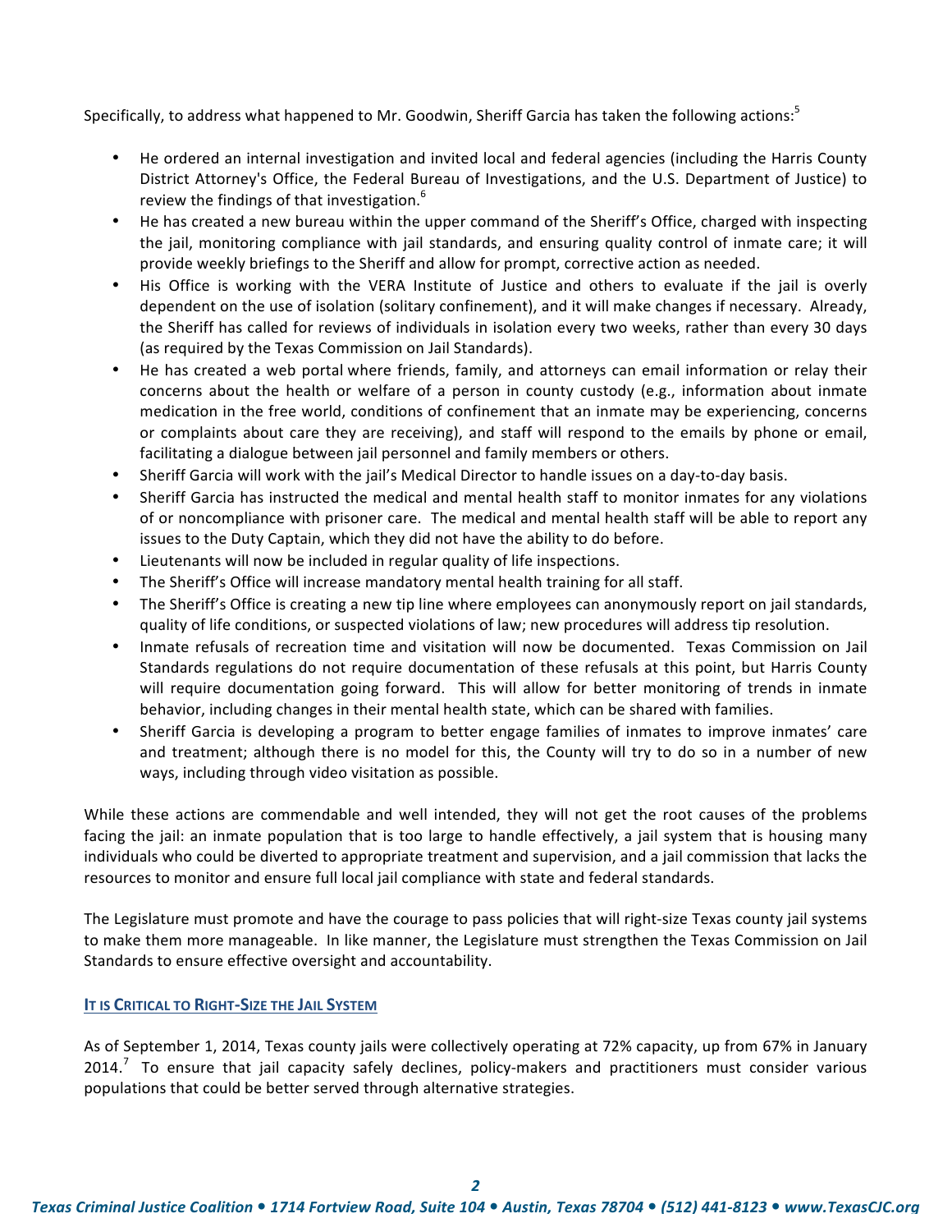Specifically, to address what happened to Mr. Goodwin, Sheriff Garcia has taken the following actions:[5]

- He ordered an internal investigation and invited local and federal agencies (including the Harris County District Attorney's Office, the Federal Bureau of Investigations, and the U.S. Department of Justice) to review the findings of that investigation.[6]
- He has created a new bureau within the upper command of the Sheriff's Office, charged with inspecting the jail, monitoring compliance with jail standards, and ensuring quality control of inmate care; it will provide weekly briefings to the Sheriff and allow for prompt, corrective action as needed.
- His Office is working with the VERA Institute of Justice and others to evaluate if the jail is overly dependent on the use of isolation (solitary confinement), and it will make changes if necessary. Already, the Sheriff has called for reviews of individuals in isolation every two weeks, rather than every 30 days (as required by the Texas Commission on Jail Standards).
- He has created a web portal where friends, family, and attorneys can email information or relay their concerns about the health or welfare of a person in county custody (e.g., information about inmate medication in the free world, conditions of confinement that an inmate may be experiencing, concerns or complaints about care they are receiving), and staff will respond to the emails by phone or email, facilitating a dialogue between jail personnel and family members or others.
- Sheriff Garcia will work with the jail's Medical Director to handle issues on a day-to-day basis.
- Sheriff Garcia has instructed the medical and mental health staff to monitor inmates for any violations of or noncompliance with prisoner care. The medical and mental health staff will be able to report any issues to the Duty Captain, which they did not have the ability to do before.
- Lieutenants will now be included in regular quality of life inspections.
- The Sheriff's Office will increase mandatory mental health training for all staff.
- The Sheriff's Office is creating a new tip line where employees can anonymously report on jail standards, quality of life conditions, or suspected violations of law; new procedures will address tip resolution.
- Inmate refusals of recreation time and visitation will now be documented. Texas Commission on Jail Standards regulations do not require documentation of these refusals at this point, but Harris County will require documentation going forward. This will allow for better monitoring of trends in inmate behavior, including changes in their mental health state, which can be shared with families.
- Sheriff Garcia is developing a program to better engage families of inmates to improve inmates' care and treatment; although there is no model for this, the County will try to do so in a number of new ways, including through video visitation as possible.

While these actions are commendable and well intended, they will not get the root causes of the problems facing the jail: an inmate population that is too large to handle effectively, a jail system that is housing many individuals who could be diverted to appropriate treatment and supervision, and a jail commission that lacks the resources to monitor and ensure full local jail compliance with state and federal standards.

The Legislature must promote and have the courage to pass policies that will right-size Texas county jail systems to make them more manageable. In like manner, the Legislature must strengthen the Texas Commission on Jail Standards to ensure effective oversight and accountability.

## IT IS CRITICAL TO RIGHT-SIZE THE JAIL SYSTEM

As of September 1, 2014, Texas county jails were collectively operating at 72% capacity, up from 67% in January 2014.[7] To ensure that jail capacity safely declines, policy-makers and practitioners must consider various populations that could be better served through alternative strategies.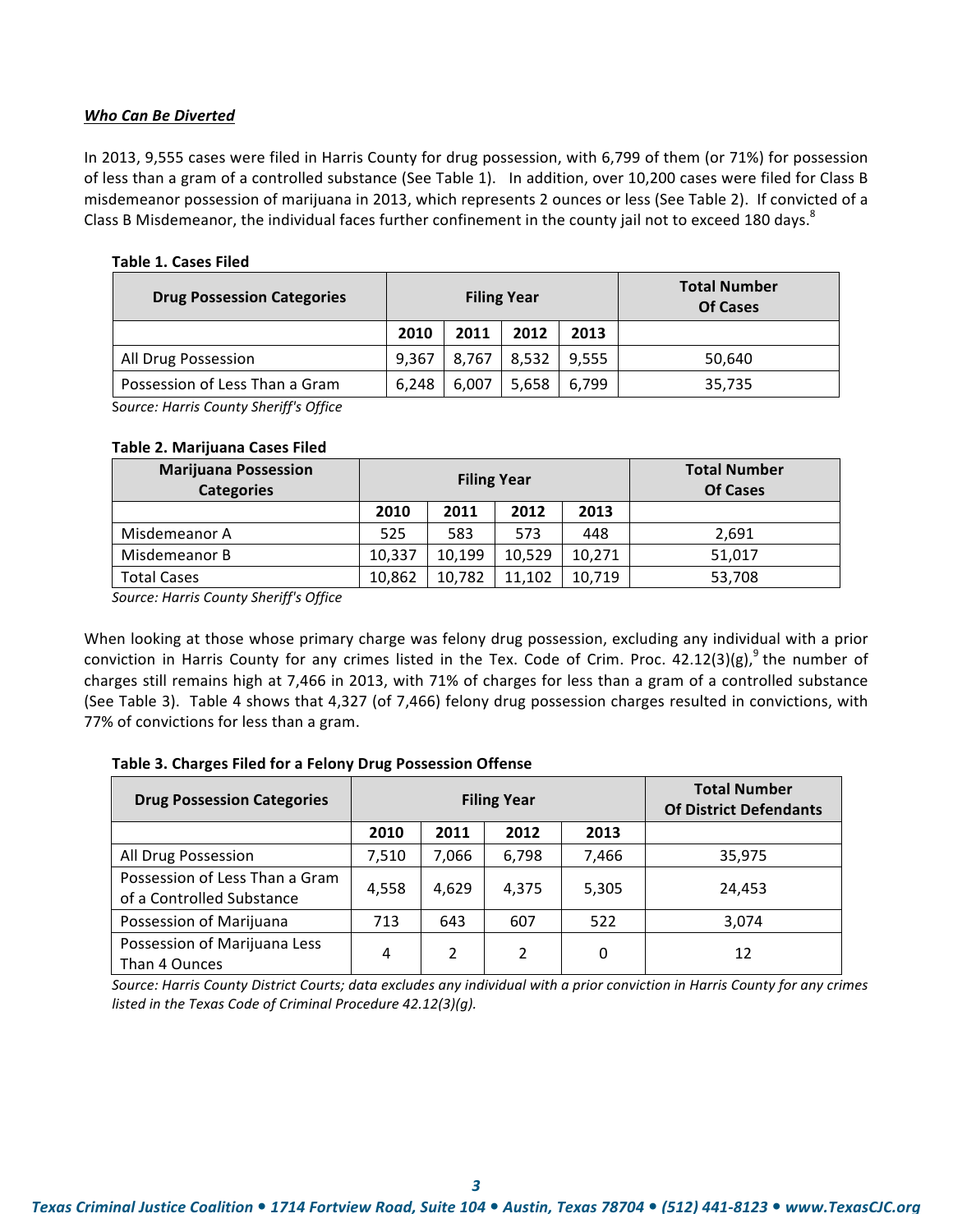***Who Can Be Diverted***

In 2013, 9,555 cases were filed in Harris County for drug possession, with 6,799 of them (or 71%) for possession of less than a gram of a controlled substance (See Table 1). In addition, over 10,200 cases were filed for Class B misdemeanor possession of marijuana in 2013, which represents 2 ounces or less (See Table 2). If convicted of a Class B Misdemeanor, the individual faces further confinement in the county jail not to exceed 180 days.[8]

**Table 1. Cases Filed**

| Drug Possession Categories | Filing Year | | | | Total Number Of Cases |
|---|---|---|---|---|---|
| | **2010** | **2011** | **2012** | **2013** | |
| All Drug Possession | 9,367 | 8,767 | 8,532 | 9,555 | 50,640 |
| Possession of Less Than a Gram | 6,248 | 6,007 | 5,658 | 6,799 | 35,735 |

*Source: Harris County Sheriff's Office*

**Table 2. Marijuana Cases Filed**

| Marijuana Possession Categories | Filing Year | | | | Total Number Of Cases |
|---|---|---|---|---|---|
| | **2010** | **2011** | **2012** | **2013** | |
| Misdemeanor A | 525 | 583 | 573 | 448 | 2,691 |
| Misdemeanor B | 10,337 | 10,199 | 10,529 | 10,271 | 51,017 |
| Total Cases | 10,862 | 10,782 | 11,102 | 10,719 | 53,708 |

*Source: Harris County Sheriff's Office*

When looking at those whose primary charge was felony drug possession, excluding any individual with a prior conviction in Harris County for any crimes listed in the Tex. Code of Crim. Proc. 42.12(3)(g),[9] the number of charges still remains high at 7,466 in 2013, with 71% of charges for less than a gram of a controlled substance (See Table 3). Table 4 shows that 4,327 (of 7,466) felony drug possession charges resulted in convictions, with 77% of convictions for less than a gram.

**Table 3. Charges Filed for a Felony Drug Possession Offense**

| Drug Possession Categories | Filing Year | | | | Total Number Of District Defendants |
|---|---|---|---|---|---|
| | **2010** | **2011** | **2012** | **2013** | |
| All Drug Possession | 7,510 | 7,066 | 6,798 | 7,466 | 35,975 |
| Possession of Less Than a Gram of a Controlled Substance | 4,558 | 4,629 | 4,375 | 5,305 | 24,453 |
| Possession of Marijuana | 713 | 643 | 607 | 522 | 3,074 |
| Possession of Marijuana Less Than 4 Ounces | 4 | 2 | 2 | 0 | 12 |

*Source: Harris County District Courts; data excludes any individual with a prior conviction in Harris County for any crimes listed in the Texas Code of Criminal Procedure 42.12(3)(g).*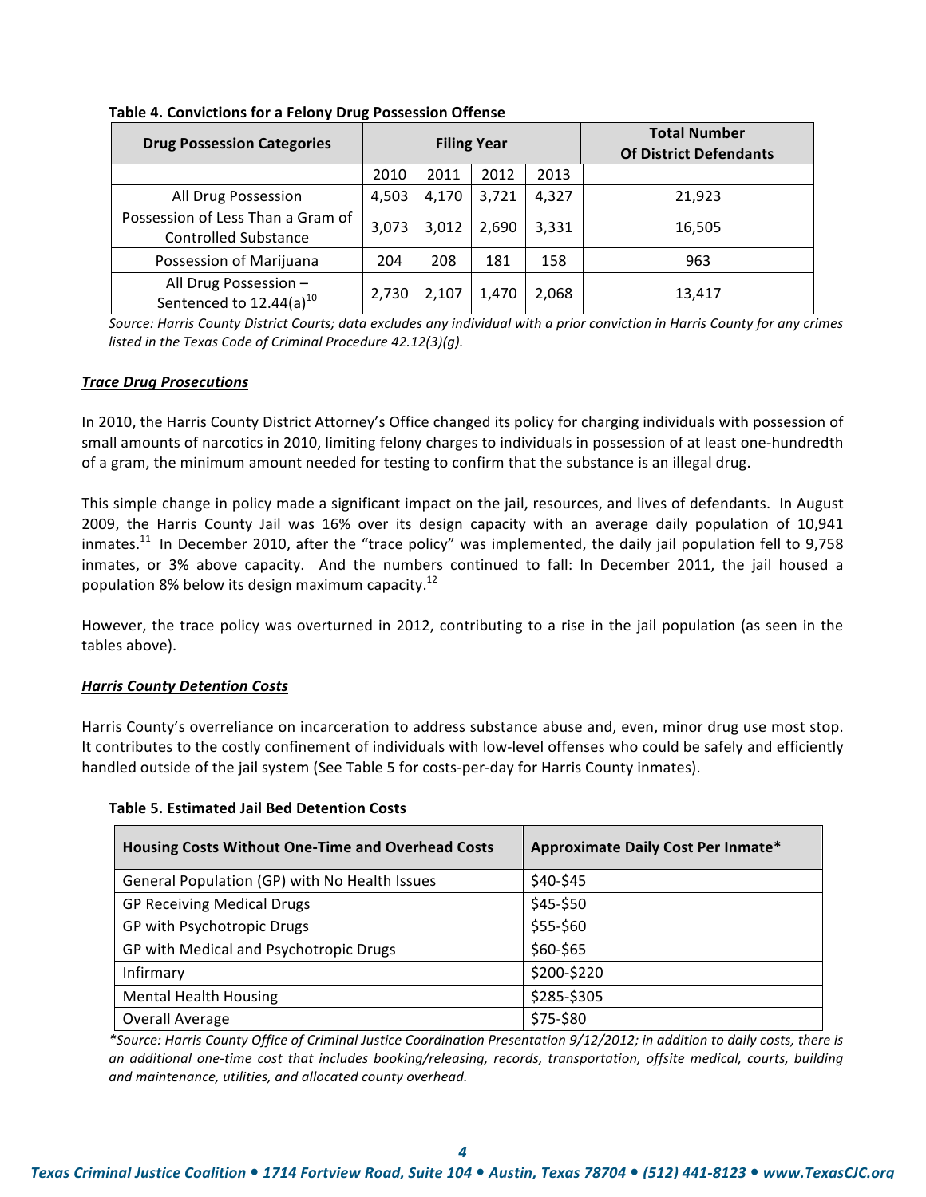**Table 4. Convictions for a Felony Drug Possession Offense**

| Drug Possession Categories | Filing Year | | | | Total Number Of District Defendants |
|---|---|---|---|---|---|
| | 2010 | 2011 | 2012 | 2013 | |
| All Drug Possession | 4,503 | 4,170 | 3,721 | 4,327 | 21,923 |
| Possession of Less Than a Gram of Controlled Substance | 3,073 | 3,012 | 2,690 | 3,331 | 16,505 |
| Possession of Marijuana | 204 | 208 | 181 | 158 | 963 |
| All Drug Possession – Sentenced to 12.44(a)[10] | 2,730 | 2,107 | 1,470 | 2,068 | 13,417 |

*Source: Harris County District Courts; data excludes any individual with a prior conviction in Harris County for any crimes listed in the Texas Code of Criminal Procedure 42.12(3)(g).*

***Trace Drug Prosecutions***

In 2010, the Harris County District Attorney's Office changed its policy for charging individuals with possession of small amounts of narcotics in 2010, limiting felony charges to individuals in possession of at least one-hundredth of a gram, the minimum amount needed for testing to confirm that the substance is an illegal drug.

This simple change in policy made a significant impact on the jail, resources, and lives of defendants. In August 2009, the Harris County Jail was 16% over its design capacity with an average daily population of 10,941 inmates.[11] In December 2010, after the "trace policy" was implemented, the daily jail population fell to 9,758 inmates, or 3% above capacity. And the numbers continued to fall: In December 2011, the jail housed a population 8% below its design maximum capacity.[12]

However, the trace policy was overturned in 2012, contributing to a rise in the jail population (as seen in the tables above).

***Harris County Detention Costs***

Harris County's overreliance on incarceration to address substance abuse and, even, minor drug use most stop. It contributes to the costly confinement of individuals with low-level offenses who could be safely and efficiently handled outside of the jail system (See Table 5 for costs-per-day for Harris County inmates).

**Table 5. Estimated Jail Bed Detention Costs**

| Housing Costs Without One-Time and Overhead Costs | Approximate Daily Cost Per Inmate* |
|---|---|
| General Population (GP) with No Health Issues | $40-$45 |
| GP Receiving Medical Drugs | $45-$50 |
| GP with Psychotropic Drugs | $55-$60 |
| GP with Medical and Psychotropic Drugs | $60-$65 |
| Infirmary | $200-$220 |
| Mental Health Housing | $285-$305 |
| Overall Average | $75-$80 |

*\*Source: Harris County Office of Criminal Justice Coordination Presentation 9/12/2012; in addition to daily costs, there is an additional one-time cost that includes booking/releasing, records, transportation, offsite medical, courts, building and maintenance, utilities, and allocated county overhead.*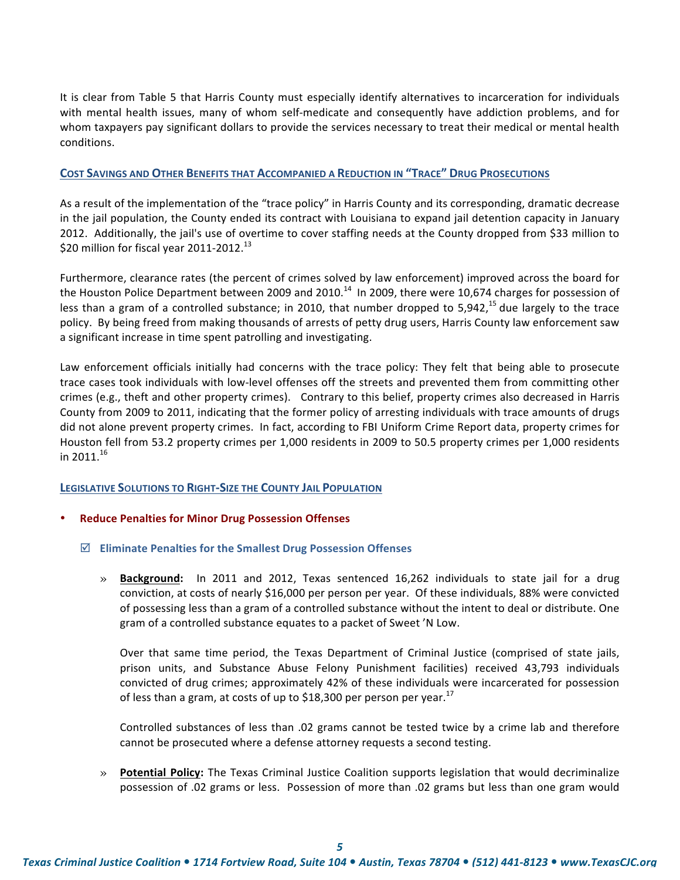It is clear from Table 5 that Harris County must especially identify alternatives to incarceration for individuals with mental health issues, many of whom self-medicate and consequently have addiction problems, and for whom taxpayers pay significant dollars to provide the services necessary to treat their medical or mental health conditions.

## Cost Savings and Other Benefits that Accompanied a Reduction in "Trace" Drug Prosecutions

As a result of the implementation of the "trace policy" in Harris County and its corresponding, dramatic decrease in the jail population, the County ended its contract with Louisiana to expand jail detention capacity in January 2012. Additionally, the jail's use of overtime to cover staffing needs at the County dropped from $33 million to $20 million for fiscal year 2011-2012.[13]

Furthermore, clearance rates (the percent of crimes solved by law enforcement) improved across the board for the Houston Police Department between 2009 and 2010.[14] In 2009, there were 10,674 charges for possession of less than a gram of a controlled substance; in 2010, that number dropped to 5,942,[15] due largely to the trace policy. By being freed from making thousands of arrests of petty drug users, Harris County law enforcement saw a significant increase in time spent patrolling and investigating.

Law enforcement officials initially had concerns with the trace policy: They felt that being able to prosecute trace cases took individuals with low-level offenses off the streets and prevented them from committing other crimes (e.g., theft and other property crimes). Contrary to this belief, property crimes also decreased in Harris County from 2009 to 2011, indicating that the former policy of arresting individuals with trace amounts of drugs did not alone prevent property crimes. In fact, according to FBI Uniform Crime Report data, property crimes for Houston fell from 53.2 property crimes per 1,000 residents in 2009 to 50.5 property crimes per 1,000 residents in 2011.[16]

## Legislative Solutions to Right-Size the County Jail Population

- **Reduce Penalties for Minor Drug Possession Offenses**

  ☑ **Eliminate Penalties for the Smallest Drug Possession Offenses**

  » **Background:** In 2011 and 2012, Texas sentenced 16,262 individuals to state jail for a drug conviction, at costs of nearly $16,000 per person per year. Of these individuals, 88% were convicted of possessing less than a gram of a controlled substance without the intent to deal or distribute. One gram of a controlled substance equates to a packet of Sweet 'N Low.

  Over that same time period, the Texas Department of Criminal Justice (comprised of state jails, prison units, and Substance Abuse Felony Punishment facilities) received 43,793 individuals convicted of drug crimes; approximately 42% of these individuals were incarcerated for possession of less than a gram, at costs of up to $18,300 per person per year.[17]

  Controlled substances of less than .02 grams cannot be tested twice by a crime lab and therefore cannot be prosecuted where a defense attorney requests a second testing.

  » **Potential Policy:** The Texas Criminal Justice Coalition supports legislation that would decriminalize possession of .02 grams or less. Possession of more than .02 grams but less than one gram would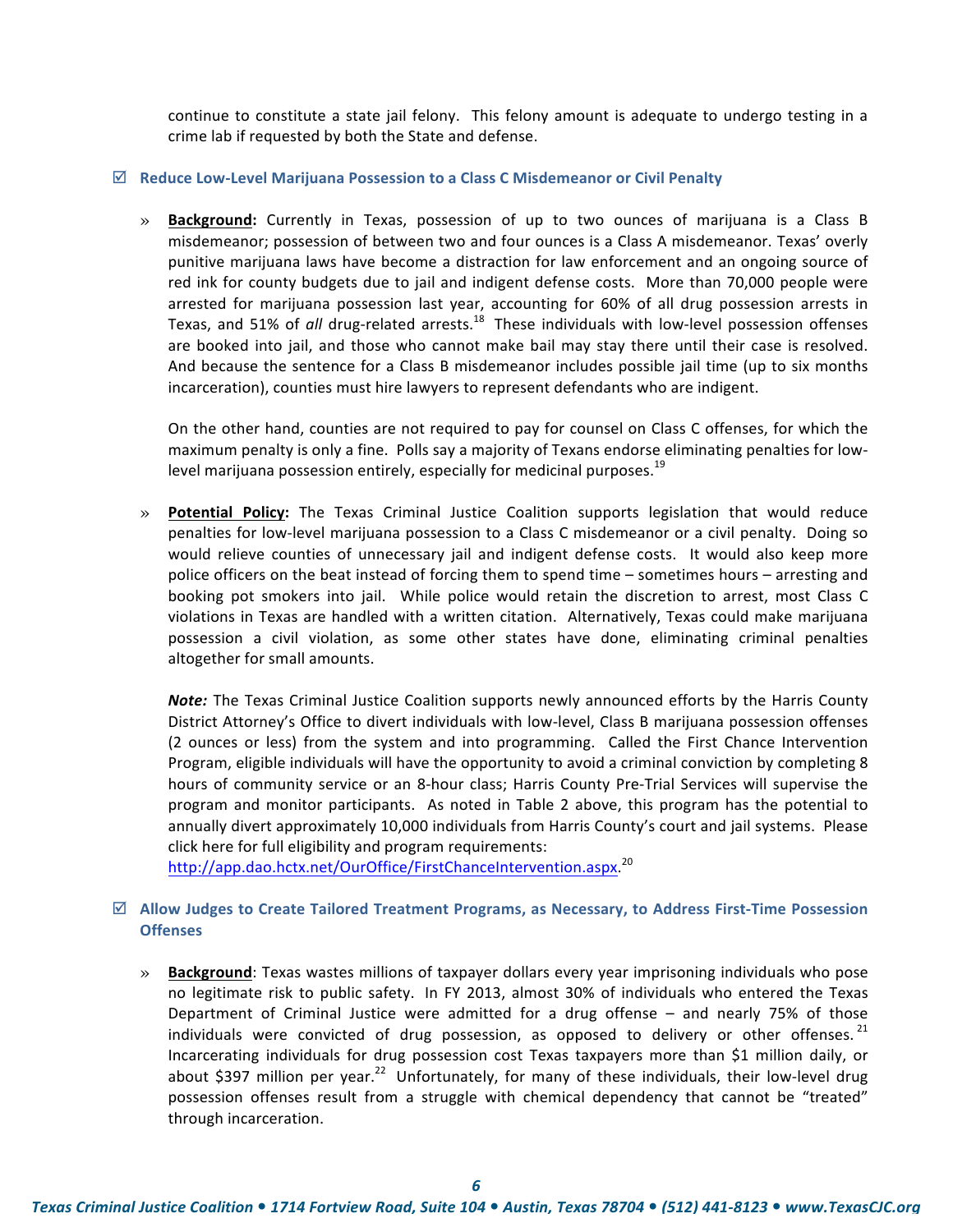continue to constitute a state jail felony. This felony amount is adequate to undergo testing in a crime lab if requested by both the State and defense.

### ☑ Reduce Low-Level Marijuana Possession to a Class C Misdemeanor or Civil Penalty

» **Background:** Currently in Texas, possession of up to two ounces of marijuana is a Class B misdemeanor; possession of between two and four ounces is a Class A misdemeanor. Texas' overly punitive marijuana laws have become a distraction for law enforcement and an ongoing source of red ink for county budgets due to jail and indigent defense costs. More than 70,000 people were arrested for marijuana possession last year, accounting for 60% of all drug possession arrests in Texas, and 51% of *all* drug-related arrests.[18] These individuals with low-level possession offenses are booked into jail, and those who cannot make bail may stay there until their case is resolved. And because the sentence for a Class B misdemeanor includes possible jail time (up to six months incarceration), counties must hire lawyers to represent defendants who are indigent.

On the other hand, counties are not required to pay for counsel on Class C offenses, for which the maximum penalty is only a fine. Polls say a majority of Texans endorse eliminating penalties for low-level marijuana possession entirely, especially for medicinal purposes.[19]

» **Potential Policy:** The Texas Criminal Justice Coalition supports legislation that would reduce penalties for low-level marijuana possession to a Class C misdemeanor or a civil penalty. Doing so would relieve counties of unnecessary jail and indigent defense costs. It would also keep more police officers on the beat instead of forcing them to spend time – sometimes hours – arresting and booking pot smokers into jail. While police would retain the discretion to arrest, most Class C violations in Texas are handled with a written citation. Alternatively, Texas could make marijuana possession a civil violation, as some other states have done, eliminating criminal penalties altogether for small amounts.

***Note:*** The Texas Criminal Justice Coalition supports newly announced efforts by the Harris County District Attorney's Office to divert individuals with low-level, Class B marijuana possession offenses (2 ounces or less) from the system and into programming. Called the First Chance Intervention Program, eligible individuals will have the opportunity to avoid a criminal conviction by completing 8 hours of community service or an 8-hour class; Harris County Pre-Trial Services will supervise the program and monitor participants. As noted in Table 2 above, this program has the potential to annually divert approximately 10,000 individuals from Harris County's court and jail systems. Please click here for full eligibility and program requirements: http://app.dao.hctx.net/OurOffice/FirstChanceIntervention.aspx.[20]

### ☑ Allow Judges to Create Tailored Treatment Programs, as Necessary, to Address First-Time Possession Offenses

» **Background**: Texas wastes millions of taxpayer dollars every year imprisoning individuals who pose no legitimate risk to public safety. In FY 2013, almost 30% of individuals who entered the Texas Department of Criminal Justice were admitted for a drug offense – and nearly 75% of those individuals were convicted of drug possession, as opposed to delivery or other offenses.[21] Incarcerating individuals for drug possession cost Texas taxpayers more than $1 million daily, or about $397 million per year.[22] Unfortunately, for many of these individuals, their low-level drug possession offenses result from a struggle with chemical dependency that cannot be "treated" through incarceration.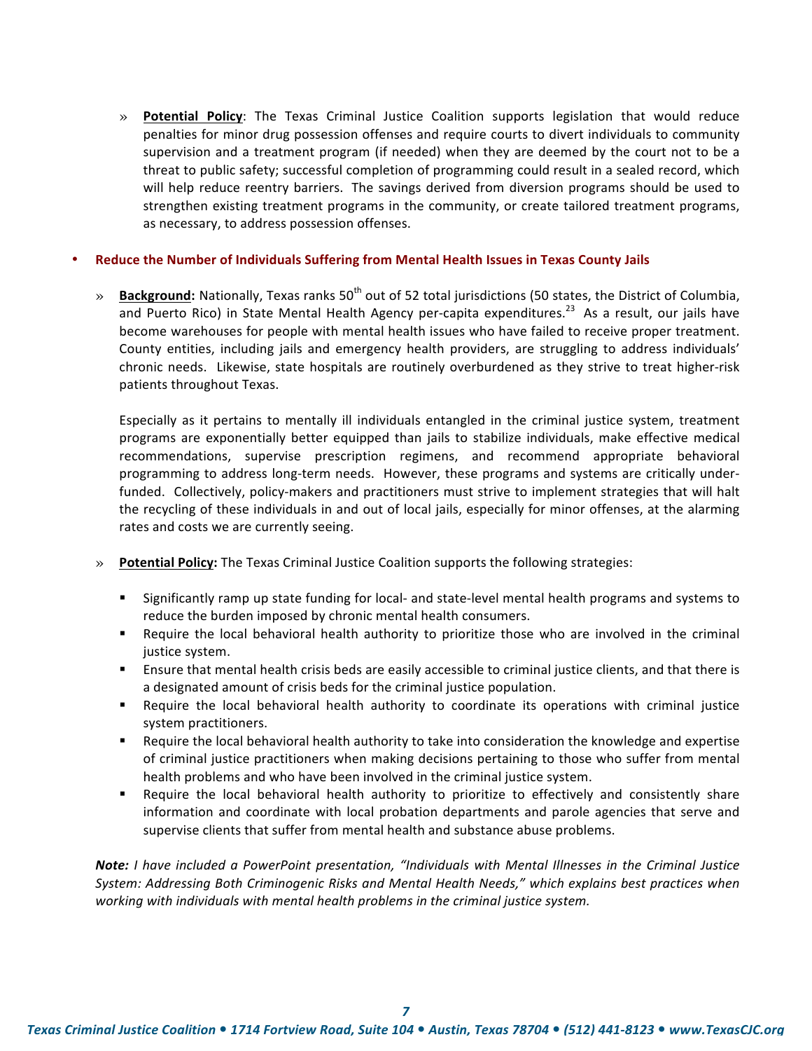» **Potential Policy**: The Texas Criminal Justice Coalition supports legislation that would reduce penalties for minor drug possession offenses and require courts to divert individuals to community supervision and a treatment program (if needed) when they are deemed by the court not to be a threat to public safety; successful completion of programming could result in a sealed record, which will help reduce reentry barriers. The savings derived from diversion programs should be used to strengthen existing treatment programs in the community, or create tailored treatment programs, as necessary, to address possession offenses.

- **Reduce the Number of Individuals Suffering from Mental Health Issues in Texas County Jails**

  » **Background:** Nationally, Texas ranks 50th out of 52 total jurisdictions (50 states, the District of Columbia, and Puerto Rico) in State Mental Health Agency per-capita expenditures.[23] As a result, our jails have become warehouses for people with mental health issues who have failed to receive proper treatment. County entities, including jails and emergency health providers, are struggling to address individuals' chronic needs. Likewise, state hospitals are routinely overburdened as they strive to treat higher-risk patients throughout Texas.

  Especially as it pertains to mentally ill individuals entangled in the criminal justice system, treatment programs are exponentially better equipped than jails to stabilize individuals, make effective medical recommendations, supervise prescription regimens, and recommend appropriate behavioral programming to address long-term needs. However, these programs and systems are critically under-funded. Collectively, policy-makers and practitioners must strive to implement strategies that will halt the recycling of these individuals in and out of local jails, especially for minor offenses, at the alarming rates and costs we are currently seeing.

  » **Potential Policy:** The Texas Criminal Justice Coalition supports the following strategies:

  - Significantly ramp up state funding for local- and state-level mental health programs and systems to reduce the burden imposed by chronic mental health consumers.
  - Require the local behavioral health authority to prioritize those who are involved in the criminal justice system.
  - Ensure that mental health crisis beds are easily accessible to criminal justice clients, and that there is a designated amount of crisis beds for the criminal justice population.
  - Require the local behavioral health authority to coordinate its operations with criminal justice system practitioners.
  - Require the local behavioral health authority to take into consideration the knowledge and expertise of criminal justice practitioners when making decisions pertaining to those who suffer from mental health problems and who have been involved in the criminal justice system.
  - Require the local behavioral health authority to prioritize to effectively and consistently share information and coordinate with local probation departments and parole agencies that serve and supervise clients that suffer from mental health and substance abuse problems.

***Note:*** *I have included a PowerPoint presentation, "Individuals with Mental Illnesses in the Criminal Justice System: Addressing Both Criminogenic Risks and Mental Health Needs," which explains best practices when working with individuals with mental health problems in the criminal justice system.*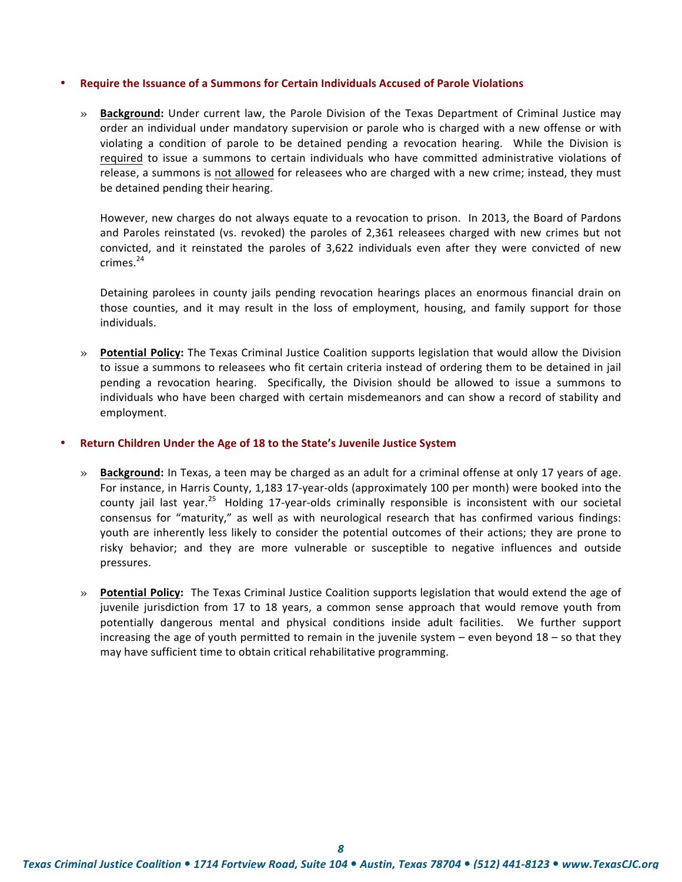- **Require the Issuance of a Summons for Certain Individuals Accused of Parole Violations**

  » **Background:** Under current law, the Parole Division of the Texas Department of Criminal Justice may order an individual under mandatory supervision or parole who is charged with a new offense or with violating a condition of parole to be detained pending a revocation hearing. While the Division is required to issue a summons to certain individuals who have committed administrative violations of release, a summons is not allowed for releasees who are charged with a new crime; instead, they must be detained pending their hearing.

  However, new charges do not always equate to a revocation to prison. In 2013, the Board of Pardons and Paroles reinstated (vs. revoked) the paroles of 2,361 releasees charged with new crimes but not convicted, and it reinstated the paroles of 3,622 individuals even after they were convicted of new crimes.[24]

  Detaining parolees in county jails pending revocation hearings places an enormous financial drain on those counties, and it may result in the loss of employment, housing, and family support for those individuals.

  » **Potential Policy:** The Texas Criminal Justice Coalition supports legislation that would allow the Division to issue a summons to releasees who fit certain criteria instead of ordering them to be detained in jail pending a revocation hearing. Specifically, the Division should be allowed to issue a summons to individuals who have been charged with certain misdemeanors and can show a record of stability and employment.

- **Return Children Under the Age of 18 to the State's Juvenile Justice System**

  » **Background:** In Texas, a teen may be charged as an adult for a criminal offense at only 17 years of age. For instance, in Harris County, 1,183 17-year-olds (approximately 100 per month) were booked into the county jail last year.[25] Holding 17-year-olds criminally responsible is inconsistent with our societal consensus for "maturity," as well as with neurological research that has confirmed various findings: youth are inherently less likely to consider the potential outcomes of their actions; they are prone to risky behavior; and they are more vulnerable or susceptible to negative influences and outside pressures.

  » **Potential Policy:** The Texas Criminal Justice Coalition supports legislation that would extend the age of juvenile jurisdiction from 17 to 18 years, a common sense approach that would remove youth from potentially dangerous mental and physical conditions inside adult facilities. We further support increasing the age of youth permitted to remain in the juvenile system – even beyond 18 – so that they may have sufficient time to obtain critical rehabilitative programming.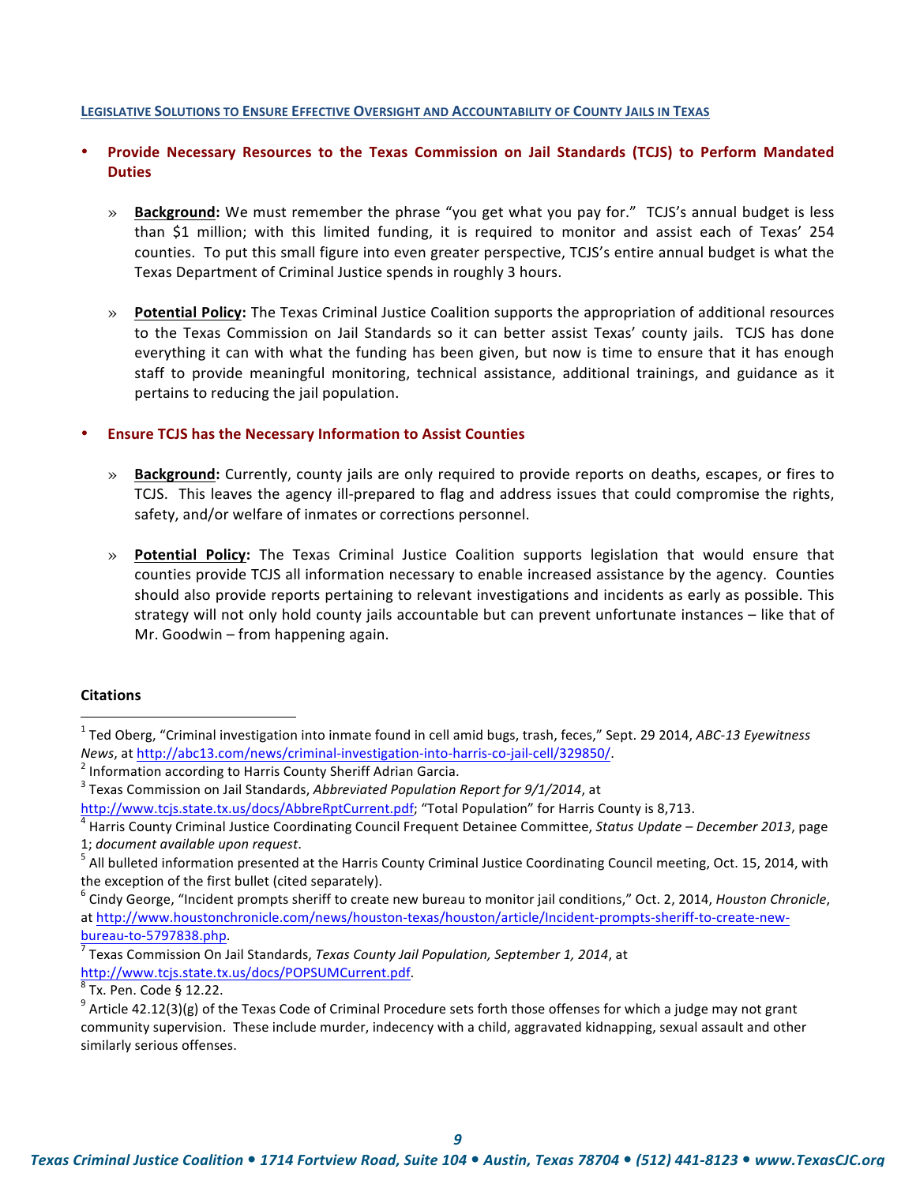## LEGISLATIVE SOLUTIONS TO ENSURE EFFECTIVE OVERSIGHT AND ACCOUNTABILITY OF COUNTY JAILS IN TEXAS

- **Provide Necessary Resources to the Texas Commission on Jail Standards (TCJS) to Perform Mandated Duties**

  » **Background:** We must remember the phrase "you get what you pay for." TCJS's annual budget is less than $1 million; with this limited funding, it is required to monitor and assist each of Texas' 254 counties. To put this small figure into even greater perspective, TCJS's entire annual budget is what the Texas Department of Criminal Justice spends in roughly 3 hours.

  » **Potential Policy:** The Texas Criminal Justice Coalition supports the appropriation of additional resources to the Texas Commission on Jail Standards so it can better assist Texas' county jails. TCJS has done everything it can with what the funding has been given, but now is time to ensure that it has enough staff to provide meaningful monitoring, technical assistance, additional trainings, and guidance as it pertains to reducing the jail population.

- **Ensure TCJS has the Necessary Information to Assist Counties**

  » **Background:** Currently, county jails are only required to provide reports on deaths, escapes, or fires to TCJS. This leaves the agency ill-prepared to flag and address issues that could compromise the rights, safety, and/or welfare of inmates or corrections personnel.

  » **Potential Policy:** The Texas Criminal Justice Coalition supports legislation that would ensure that counties provide TCJS all information necessary to enable increased assistance by the agency. Counties should also provide reports pertaining to relevant investigations and incidents as early as possible. This strategy will not only hold county jails accountable but can prevent unfortunate instances – like that of Mr. Goodwin – from happening again.

### Citations

[1] Ted Oberg, "Criminal investigation into inmate found in cell amid bugs, trash, feces," Sept. 29 2014, *ABC-13 Eyewitness News*, at http://abc13.com/news/criminal-investigation-into-harris-co-jail-cell/329850/.

[2] Information according to Harris County Sheriff Adrian Garcia.

[3] Texas Commission on Jail Standards, *Abbreviated Population Report for 9/1/2014*, at http://www.tcjs.state.tx.us/docs/AbbreRptCurrent.pdf; "Total Population" for Harris County is 8,713.

[4] Harris County Criminal Justice Coordinating Council Frequent Detainee Committee, *Status Update – December 2013*, page 1; *document available upon request*.

[5] All bulleted information presented at the Harris County Criminal Justice Coordinating Council meeting, Oct. 15, 2014, with the exception of the first bullet (cited separately).

[6] Cindy George, "Incident prompts sheriff to create new bureau to monitor jail conditions," Oct. 2, 2014, *Houston Chronicle*, at http://www.houstonchronicle.com/news/houston-texas/houston/article/Incident-prompts-sheriff-to-create-new-bureau-to-5797838.php.

[7] Texas Commission On Jail Standards, *Texas County Jail Population, September 1, 2014*, at http://www.tcjs.state.tx.us/docs/POPSUMCurrent.pdf.

[8] Tx. Pen. Code § 12.22.

[9] Article 42.12(3)(g) of the Texas Code of Criminal Procedure sets forth those offenses for which a judge may not grant community supervision. These include murder, indecency with a child, aggravated kidnapping, sexual assault and other similarly serious offenses.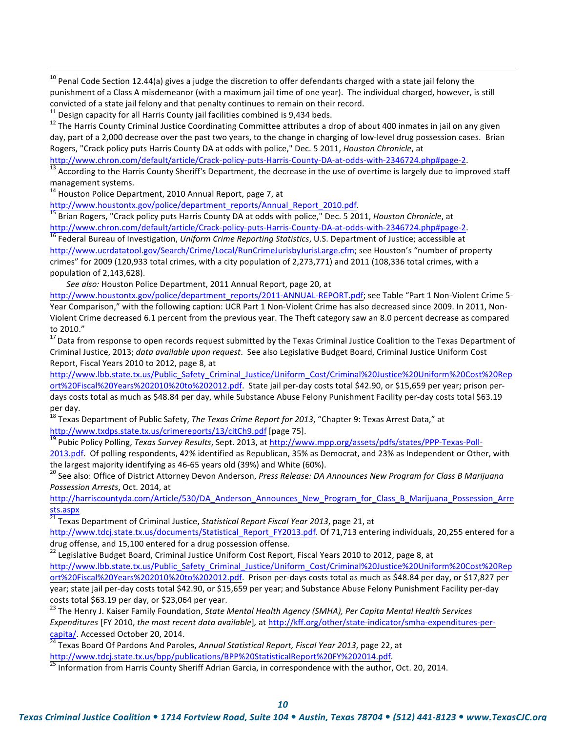[10] Penal Code Section 12.44(a) gives a judge the discretion to offer defendants charged with a state jail felony the punishment of a Class A misdemeanor (with a maximum jail time of one year). The individual charged, however, is still convicted of a state jail felony and that penalty continues to remain on their record.

[11] Design capacity for all Harris County jail facilities combined is 9,434 beds.

[12] The Harris County Criminal Justice Coordinating Committee attributes a drop of about 400 inmates in jail on any given day, part of a 2,000 decrease over the past two years, to the change in charging of low-level drug possession cases. Brian Rogers, "Crack policy puts Harris County DA at odds with police," Dec. 5 2011, *Houston Chronicle*, at http://www.chron.com/default/article/Crack-policy-puts-Harris-County-DA-at-odds-with-2346724.php#page-2.

[13] According to the Harris County Sheriff's Department, the decrease in the use of overtime is largely due to improved staff management systems.

[14] Houston Police Department, 2010 Annual Report, page 7, at http://www.houstontx.gov/police/department_reports/Annual_Report_2010.pdf.

[15] Brian Rogers, "Crack policy puts Harris County DA at odds with police," Dec. 5 2011, *Houston Chronicle*, at http://www.chron.com/default/article/Crack-policy-puts-Harris-County-DA-at-odds-with-2346724.php#page-2.

[16] Federal Bureau of Investigation, *Uniform Crime Reporting Statistics*, U.S. Department of Justice; accessible at http://www.ucrdatatool.gov/Search/Crime/Local/RunCrimeJurisbyJurisLarge.cfm; see Houston's "number of property crimes" for 2009 (120,933 total crimes, with a city population of 2,273,771) and 2011 (108,336 total crimes, with a population of 2,143,628).

*See also:* Houston Police Department, 2011 Annual Report, page 20, at http://www.houstontx.gov/police/department_reports/2011-ANNUAL-REPORT.pdf; see Table "Part 1 Non-Violent Crime 5-Year Comparison," with the following caption: UCR Part 1 Non-Violent Crime has also decreased since 2009. In 2011, Non-Violent Crime decreased 6.1 percent from the previous year. The Theft category saw an 8.0 percent decrease as compared to 2010."

[17] Data from response to open records request submitted by the Texas Criminal Justice Coalition to the Texas Department of Criminal Justice, 2013; *data available upon request*. See also Legislative Budget Board, Criminal Justice Uniform Cost Report, Fiscal Years 2010 to 2012, page 8, at http://www.lbb.state.tx.us/Public_Safety_Criminal_Justice/Uniform_Cost/Criminal%20Justice%20Uniform%20Cost%20Report%20Fiscal%20Years%202010%20to%202012.pdf. State jail per-day costs total $42.90, or $15,659 per year; prison per-days costs total as much as $48.84 per day, while Substance Abuse Felony Punishment Facility per-day costs total $63.19 per day.

[18] Texas Department of Public Safety, *The Texas Crime Report for 2013*, "Chapter 9: Texas Arrest Data," at http://www.txdps.state.tx.us/crimereports/13/citCh9.pdf [page 75].

[19] Pubic Policy Polling, *Texas Survey Results*, Sept. 2013, at http://www.mpp.org/assets/pdfs/states/PPP-Texas-Poll-2013.pdf. Of polling respondents, 42% identified as Republican, 35% as Democrat, and 23% as Independent or Other, with the largest majority identifying as 46-65 years old (39%) and White (60%).

[20] See also: Office of District Attorney Devon Anderson, *Press Release: DA Announces New Program for Class B Marijuana Possession Arrests*, Oct. 2014, at http://harriscountyda.com/Article/530/DA_Anderson_Announces_New_Program_for_Class_B_Marijuana_Possession_Arrests.aspx

[21] Texas Department of Criminal Justice, *Statistical Report Fiscal Year 2013*, page 21, at http://www.tdcj.state.tx.us/documents/Statistical_Report_FY2013.pdf. Of 71,713 entering individuals, 20,255 entered for a drug offense, and 15,100 entered for a drug possession offense.

[22] Legislative Budget Board, Criminal Justice Uniform Cost Report, Fiscal Years 2010 to 2012, page 8, at http://www.lbb.state.tx.us/Public_Safety_Criminal_Justice/Uniform_Cost/Criminal%20Justice%20Uniform%20Cost%20Report%20Fiscal%20Years%202010%20to%202012.pdf. Prison per-days costs total as much as $48.84 per day, or $17,827 per year; state jail per-day costs total $42.90, or $15,659 per year; and Substance Abuse Felony Punishment Facility per-day costs total $63.19 per day, or $23,064 per year.

[23] The Henry J. Kaiser Family Foundation, *State Mental Health Agency (SMHA), Per Capita Mental Health Services Expenditures* [FY 2010, *the most recent data available*], at http://kff.org/other/state-indicator/smha-expenditures-per-capita/. Accessed October 20, 2014.

[24] Texas Board Of Pardons And Paroles, *Annual Statistical Report, Fiscal Year 2013*, page 22, at http://www.tdcj.state.tx.us/bpp/publications/BPP%20StatisticalReport%20FY%202014.pdf.

[25] Information from Harris County Sheriff Adrian Garcia, in correspondence with the author, Oct. 20, 2014.